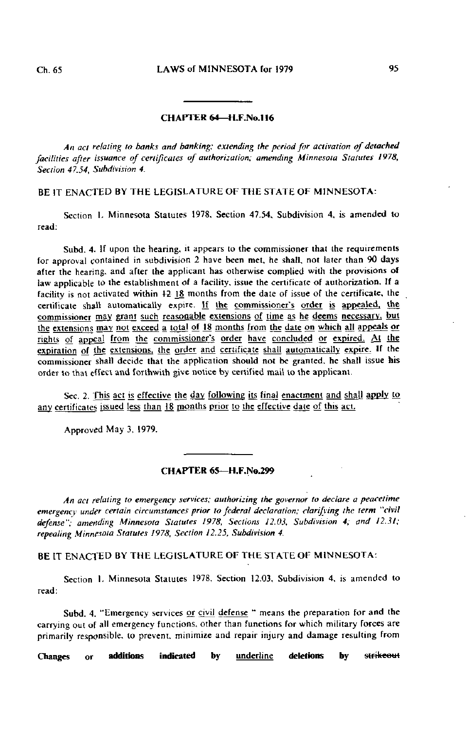## CHAPTER 64—H.F.No.116

*An act relating to banks and banking; extending the period for activation of detached facilities after issuance of certificates of authorization; amending Minnesota Statutes 1978, Section 47.54, Subdivision 4.*

BE IT ENACTED BY THE LEGISLATURE OF THE STATE OF MINNESOTA:

Section 1. Minnesota Statutes 1978, Section 47.54, Subdivision 4, is amended to read:

Subd. 4. If upon the hearing, it appears to the commissioner that the requirements for approval contained in subdivision 2 have been met, he shall, not later than 90 days after the hearing, and after the applicant has otherwise complied with the provisions of law applicable to the establishment of a facility, issue the certificate of authorization. If a facility is not activated within ~~12~~ <u>18</u> months from the date of issue of the certificate, the certificate shall automatically expire. <u>If the commissioner's order is appealed, the commissioner may grant such reasonable extensions of time as he deems necessary, but the extensions may not exceed a total of 18 months from the date on which all appeals or rights of appeal from the commissioner's order have concluded or expired. At the expiration of the extensions, the order and certificate shall automatically expire.</u> If the commissioner shall decide that the application should not be granted, he shall issue his order to that effect and forthwith give notice by certified mail to the applicant.

Sec. 2. <u>This act is effective the day following its final enactment and shall apply to any certificates issued less than 18 months prior to the effective date of this act.</u>

Approved May 3, 1979.

## CHAPTER 65—H.F.No.299

*An act relating to emergency services; authorizing the governor to declare a peacetime emergency under certain circumstances prior to federal declaration; clarifying the term "civil defense"; amending Minnesota Statutes 1978, Sections 12.03, Subdivision 4; and 12.31; repealing Minnesota Statutes 1978, Section 12.25, Subdivision 4.*

BE IT ENACTED BY THE LEGISLATURE OF THE STATE OF MINNESOTA:

Section 1. Minnesota Statutes 1978, Section 12.03, Subdivision 4, is amended to read:

Subd. 4. "Emergency services <u>or civil defense</u> " means the preparation for and the carrying out of all emergency functions, other than functions for which military forces are primarily responsible, to prevent, minimize and repair injury and damage resulting from

**Changes or additions indicated by <u>underline</u> deletions by ~~strikeout~~**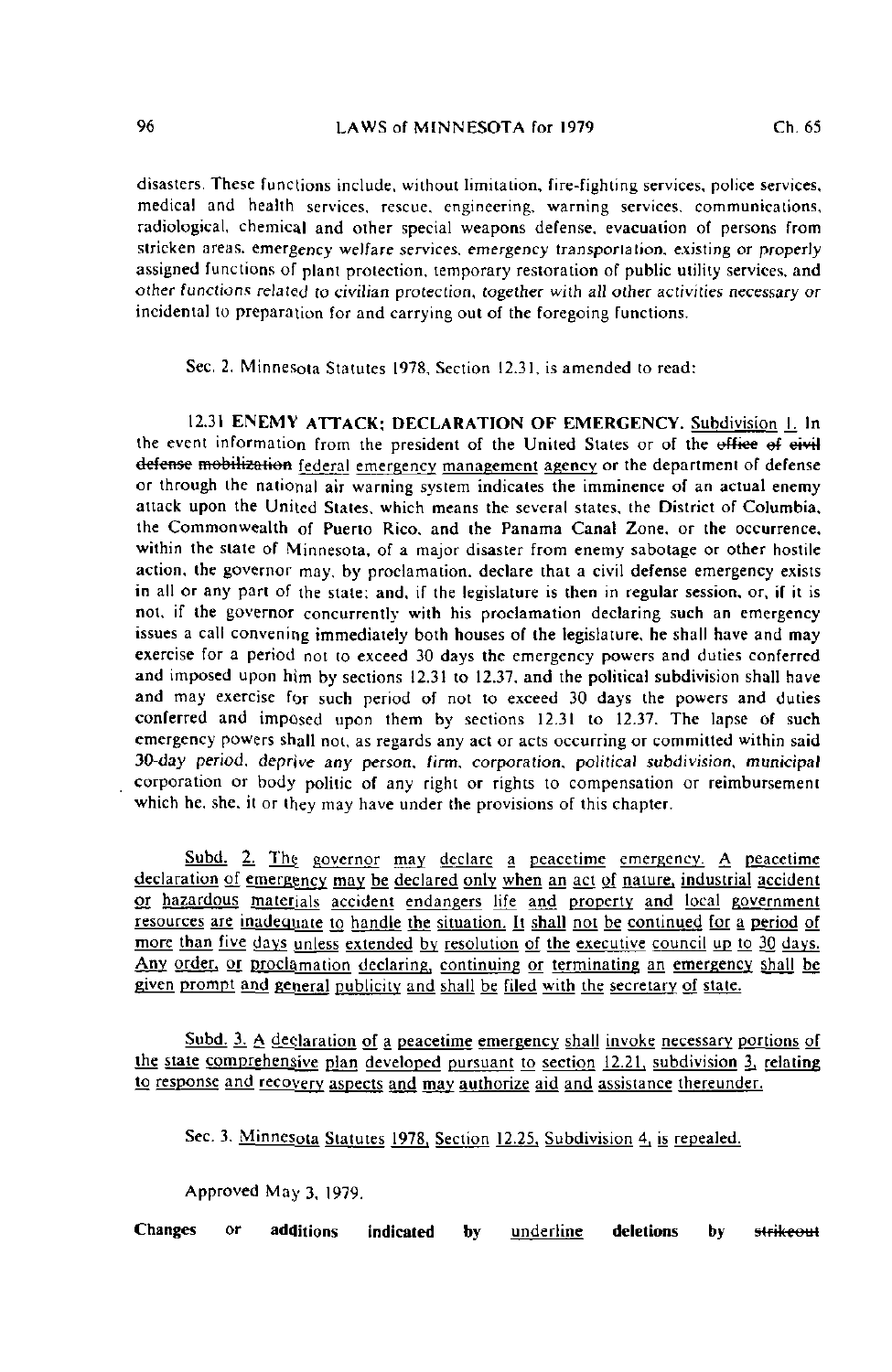disasters. These functions include, without limitation, fire-fighting services, police services, medical and health services, rescue, engineering, warning services, communications, radiological, chemical and other special weapons defense, evacuation of persons from stricken areas, emergency welfare services, emergency transportation, existing or properly assigned functions of plant protection, temporary restoration of public utility services, and other functions related to civilian protection, together with all other activities necessary or incidental to preparation for and carrying out of the foregoing functions.

Sec. 2. Minnesota Statutes 1978, Section 12.31, is amended to read:

12.31 **ENEMY ATTACK; DECLARATION OF EMERGENCY.** Subdivision 1. In the event information from the president of the United States or of the ~~office of civil defense mobilization~~ federal emergency management agency or the department of defense or through the national air warning system indicates the imminence of an actual enemy attack upon the United States, which means the several states, the District of Columbia, the Commonwealth of Puerto Rico, and the Panama Canal Zone, or the occurrence, within the state of Minnesota, of a major disaster from enemy sabotage or other hostile action, the governor may, by proclamation, declare that a civil defense emergency exists in all or any part of the state; and, if the legislature is then in regular session, or, if it is not, if the governor concurrently with his proclamation declaring such an emergency issues a call convening immediately both houses of the legislature, he shall have and may exercise for a period not to exceed 30 days the emergency powers and duties conferred and imposed upon him by sections 12.31 to 12.37, and the political subdivision shall have and may exercise for such period of not to exceed 30 days the powers and duties conferred and imposed upon them by sections 12.31 to 12.37. The lapse of such emergency powers shall not, as regards any act or acts occurring or committed within said 30-day period, deprive any person, firm, corporation, political subdivision, municipal corporation or body politic of any right or rights to compensation or reimbursement which he, she, it or they may have under the provisions of this chapter.

Subd. 2. The governor may declare a peacetime emergency. A peacetime declaration of emergency may be declared only when an act of nature, industrial accident or hazardous materials accident endangers life and property and local government resources are inadequate to handle the situation. It shall not be continued for a period of more than five days unless extended by resolution of the executive council up to 30 days. Any order, or proclamation declaring, continuing or terminating an emergency shall be given prompt and general publicity and shall be filed with the secretary of state.

Subd. 3. A declaration of a peacetime emergency shall invoke necessary portions of the state comprehensive plan developed pursuant to section 12.21, subdivision 3, relating to response and recovery aspects and may authorize aid and assistance thereunder.

Sec. 3. Minnesota Statutes 1978, Section 12.25, Subdivision 4, is repealed.

Approved May 3, 1979.